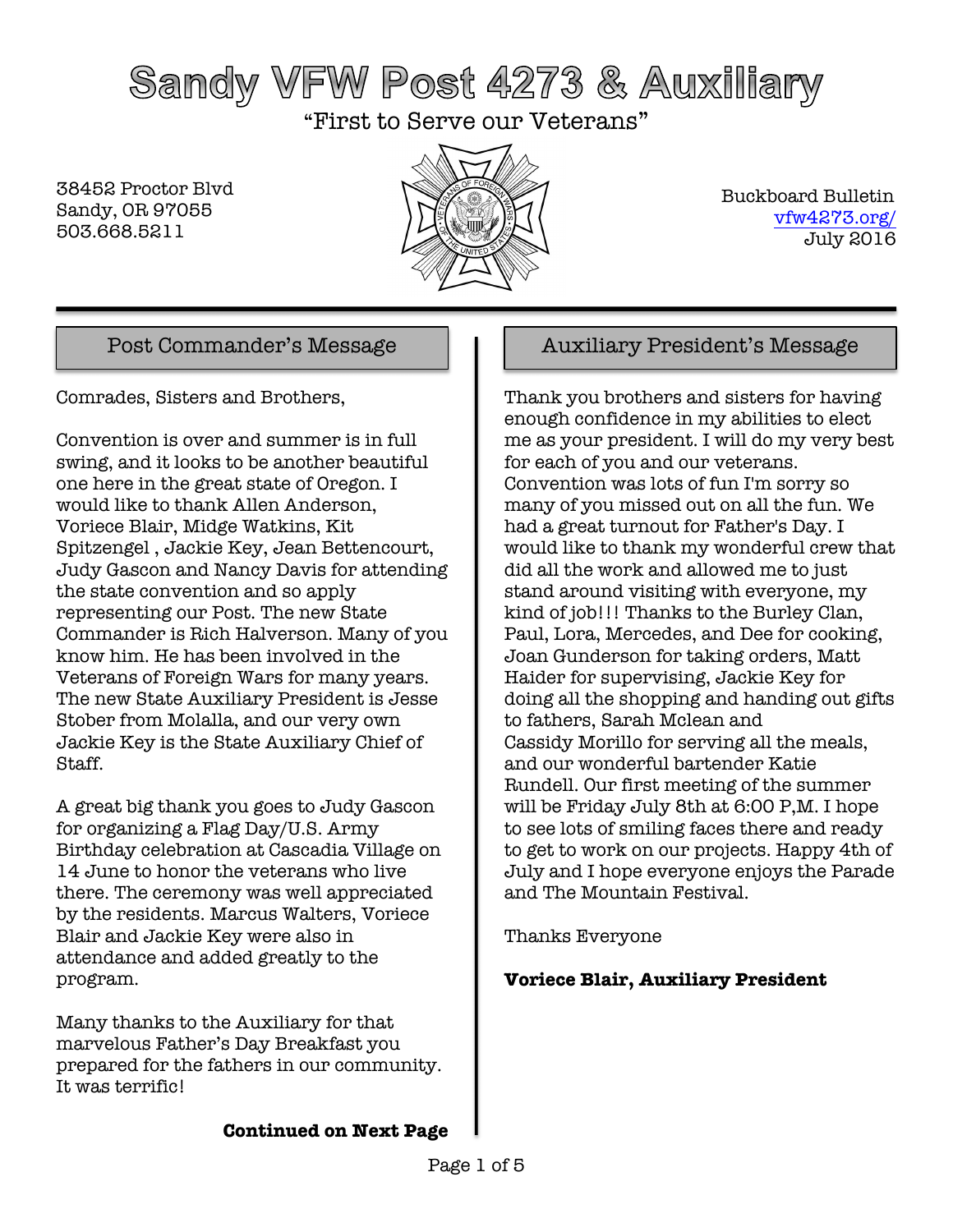# Sandy VFW Post 4273 & Auxiliary

"First to Serve our Veterans"

38452 Proctor Blvd
Sandy, OR 97055
503.668.5211

Buckboard Bulletin
vfw4273.org/
July 2016

## Post Commander's Message

Comrades, Sisters and Brothers,

Convention is over and summer is in full swing, and it looks to be another beautiful one here in the great state of Oregon. I would like to thank Allen Anderson, Voriece Blair, Midge Watkins, Kit Spitzengel , Jackie Key, Jean Bettencourt, Judy Gascon and Nancy Davis for attending the state convention and so apply representing our Post. The new State Commander is Rich Halverson. Many of you know him. He has been involved in the Veterans of Foreign Wars for many years. The new State Auxiliary President is Jesse Stober from Molalla, and our very own Jackie Key is the State Auxiliary Chief of Staff.

A great big thank you goes to Judy Gascon for organizing a Flag Day/U.S. Army Birthday celebration at Cascadia Village on 14 June to honor the veterans who live there. The ceremony was well appreciated by the residents. Marcus Walters, Voriece Blair and Jackie Key were also in attendance and added greatly to the program.

Many thanks to the Auxiliary for that marvelous Father's Day Breakfast you prepared for the fathers in our community. It was terrific!

**Continued on Next Page**

## Auxiliary President's Message

Thank you brothers and sisters for having enough confidence in my abilities to elect me as your president. I will do my very best for each of you and our veterans. Convention was lots of fun I'm sorry so many of you missed out on all the fun. We had a great turnout for Father's Day. I would like to thank my wonderful crew that did all the work and allowed me to just stand around visiting with everyone, my kind of job!!! Thanks to the Burley Clan, Paul, Lora, Mercedes, and Dee for cooking, Joan Gunderson for taking orders, Matt Haider for supervising, Jackie Key for doing all the shopping and handing out gifts to fathers, Sarah Mclean and Cassidy Morillo for serving all the meals, and our wonderful bartender Katie Rundell. Our first meeting of the summer will be Friday July 8th at 6:00 P,M. I hope to see lots of smiling faces there and ready to get to work on our projects. Happy 4th of July and I hope everyone enjoys the Parade and The Mountain Festival.

Thanks Everyone

**Voriece Blair, Auxiliary President**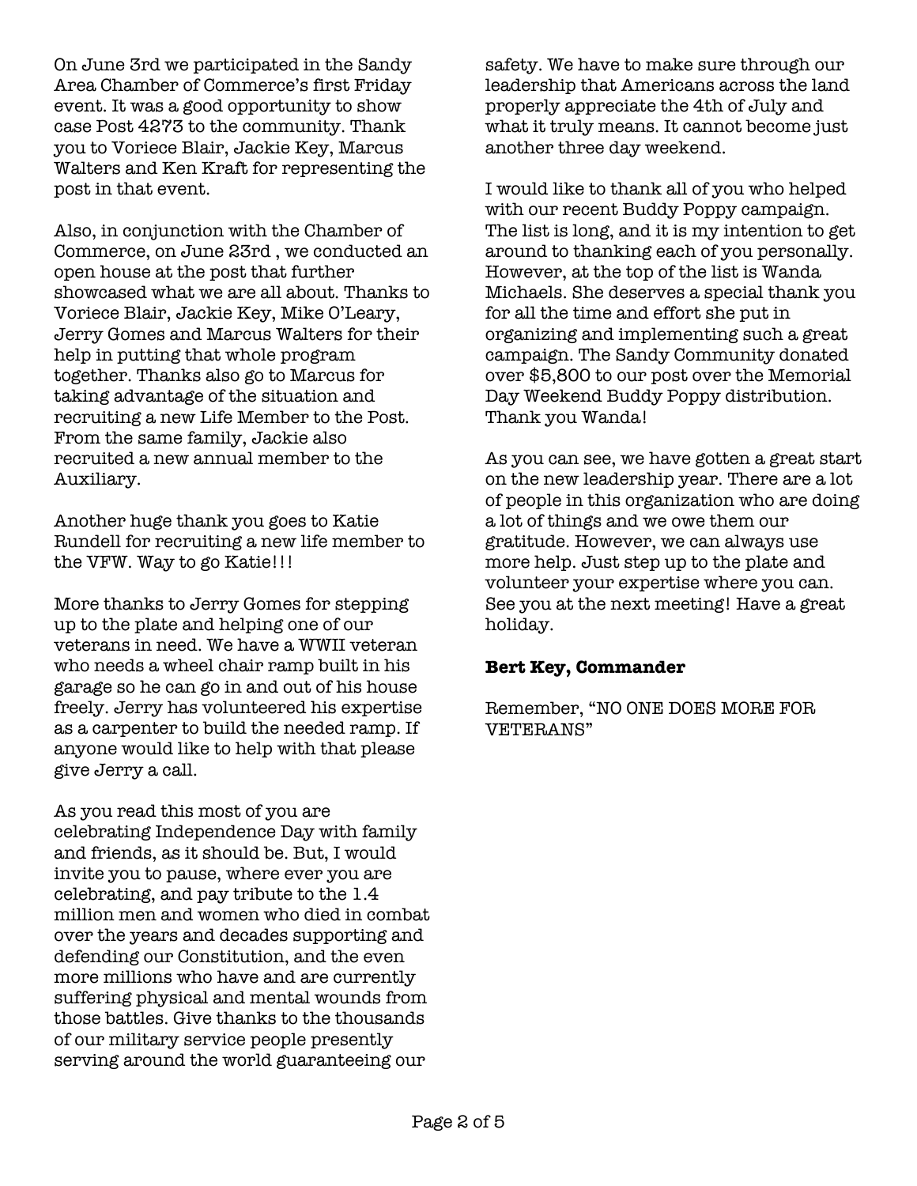On June 3rd we participated in the Sandy Area Chamber of Commerce's first Friday event. It was a good opportunity to show case Post 4273 to the community. Thank you to Voriece Blair, Jackie Key, Marcus Walters and Ken Kraft for representing the post in that event.

Also, in conjunction with the Chamber of Commerce, on June 23rd , we conducted an open house at the post that further showcased what we are all about. Thanks to Voriece Blair, Jackie Key, Mike O'Leary, Jerry Gomes and Marcus Walters for their help in putting that whole program together. Thanks also go to Marcus for taking advantage of the situation and recruiting a new Life Member to the Post. From the same family, Jackie also recruited a new annual member to the Auxiliary.

Another huge thank you goes to Katie Rundell for recruiting a new life member to the VFW. Way to go Katie!!!

More thanks to Jerry Gomes for stepping up to the plate and helping one of our veterans in need. We have a WWII veteran who needs a wheel chair ramp built in his garage so he can go in and out of his house freely. Jerry has volunteered his expertise as a carpenter to build the needed ramp. If anyone would like to help with that please give Jerry a call.

As you read this most of you are celebrating Independence Day with family and friends, as it should be. But, I would invite you to pause, where ever you are celebrating, and pay tribute to the 1.4 million men and women who died in combat over the years and decades supporting and defending our Constitution, and the even more millions who have and are currently suffering physical and mental wounds from those battles. Give thanks to the thousands of our military service people presently serving around the world guaranteeing our safety. We have to make sure through our leadership that Americans across the land properly appreciate the 4th of July and what it truly means. It cannot become just another three day weekend.

I would like to thank all of you who helped with our recent Buddy Poppy campaign. The list is long, and it is my intention to get around to thanking each of you personally. However, at the top of the list is Wanda Michaels. She deserves a special thank you for all the time and effort she put in organizing and implementing such a great campaign. The Sandy Community donated over $5,800 to our post over the Memorial Day Weekend Buddy Poppy distribution. Thank you Wanda!

As you can see, we have gotten a great start on the new leadership year. There are a lot of people in this organization who are doing a lot of things and we owe them our gratitude. However, we can always use more help. Just step up to the plate and volunteer your expertise where you can. See you at the next meeting! Have a great holiday.

**Bert Key, Commander**

Remember, "NO ONE DOES MORE FOR VETERANS"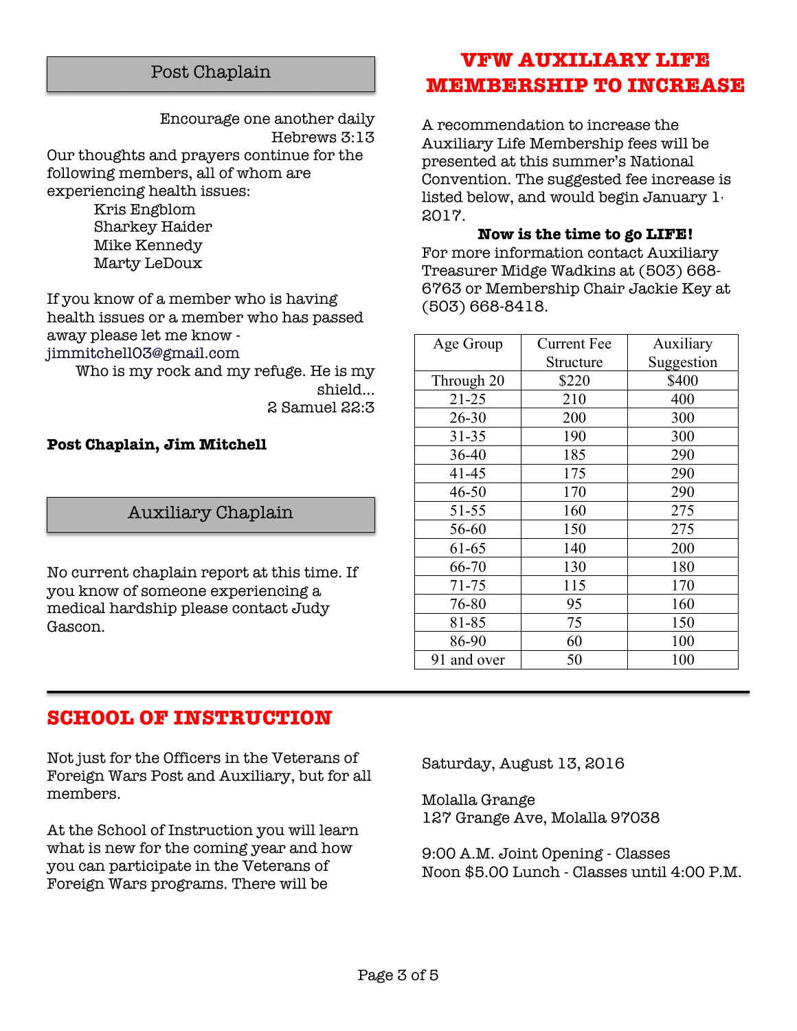## Post Chaplain

Encourage one another daily
Hebrews 3:13

Our thoughts and prayers continue for the following members, all of whom are experiencing health issues:

- Kris Engblom
- Sharkey Haider
- Mike Kennedy
- Marty LeDoux

If you know of a member who is having health issues or a member who has passed away please let me know - jimmitchell03@gmail.com

Who is my rock and my refuge. He is my shield…
2 Samuel 22:3

**Post Chaplain, Jim Mitchell**

## Auxiliary Chaplain

No current chaplain report at this time. If you know of someone experiencing a medical hardship please contact Judy Gascon.

## VFW AUXILIARY LIFE MEMBERSHIP TO INCREASE

A recommendation to increase the Auxiliary Life Membership fees will be presented at this summer's National Convention. The suggested fee increase is listed below, and would begin January 1, 2017.

**Now is the time to go LIFE!**

For more information contact Auxiliary Treasurer Midge Wadkins at (503) 668-6763 or Membership Chair Jackie Key at (503) 668-8418.

| Age Group | Current Fee Structure | Auxiliary Suggestion |
|---|---|---|
| Through 20 | $220 | $400 |
| 21-25 | 210 | 400 |
| 26-30 | 200 | 300 |
| 31-35 | 190 | 300 |
| 36-40 | 185 | 290 |
| 41-45 | 175 | 290 |
| 46-50 | 170 | 290 |
| 51-55 | 160 | 275 |
| 56-60 | 150 | 275 |
| 61-65 | 140 | 200 |
| 66-70 | 130 | 180 |
| 71-75 | 115 | 170 |
| 76-80 | 95 | 160 |
| 81-85 | 75 | 150 |
| 86-90 | 60 | 100 |
| 91 and over | 50 | 100 |

## SCHOOL OF INSTRUCTION

Not just for the Officers in the Veterans of Foreign Wars Post and Auxiliary, but for all members.

At the School of Instruction you will learn what is new for the coming year and how you can participate in the Veterans of Foreign Wars programs. There will be

Saturday, August 13, 2016

Molalla Grange
127 Grange Ave, Molalla 97038

9:00 A.M. Joint Opening - Classes
Noon $5.00 Lunch - Classes until 4:00 P.M.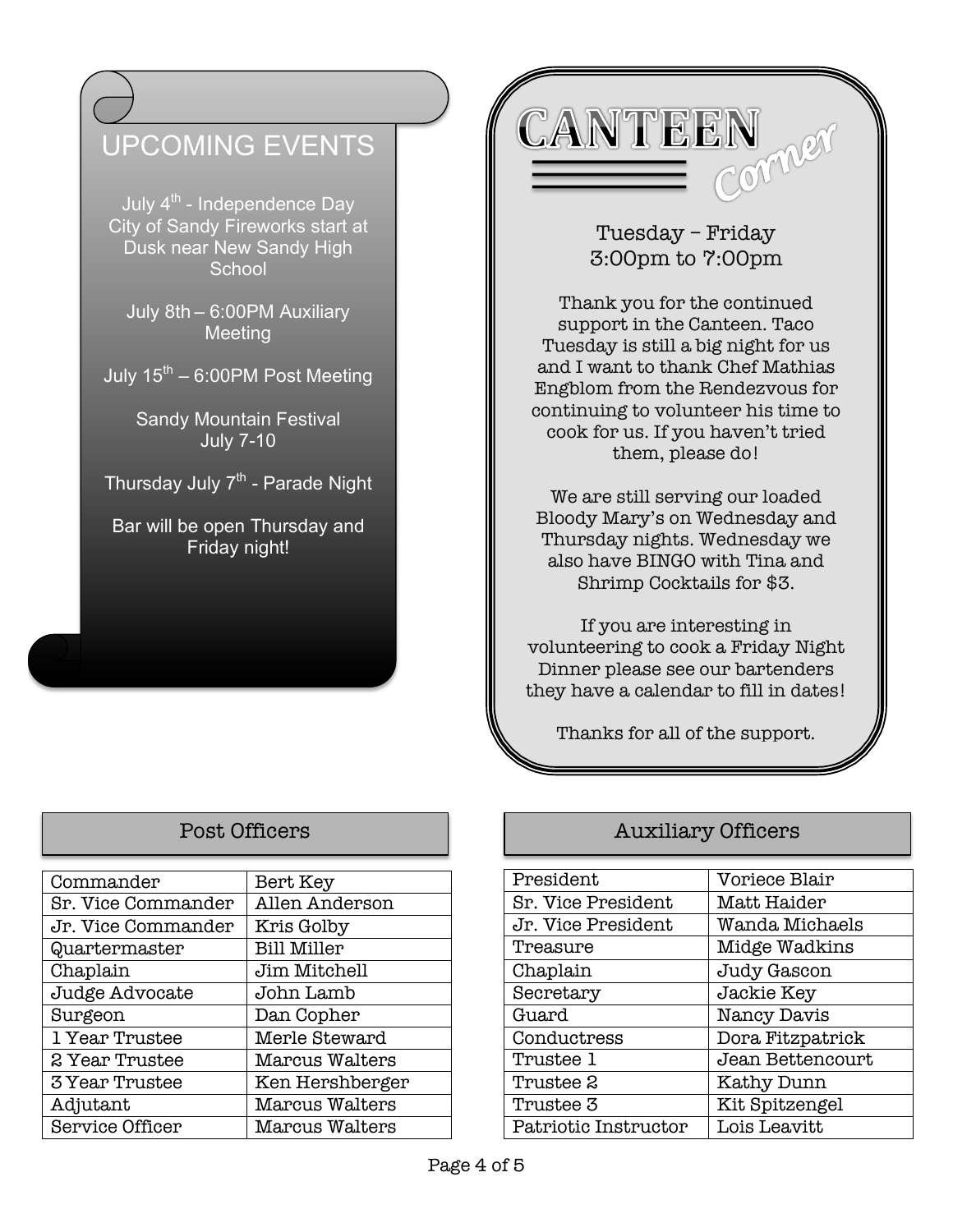## UPCOMING EVENTS

July 4th - Independence Day City of Sandy Fireworks start at Dusk near New Sandy High School

July 8th – 6:00PM Auxiliary Meeting

July 15th – 6:00PM Post Meeting

Sandy Mountain Festival July 7-10

Thursday July 7th - Parade Night

Bar will be open Thursday and Friday night!

## CANTEEN Corner

Tuesday – Friday
3:00pm to 7:00pm

Thank you for the continued support in the Canteen. Taco Tuesday is still a big night for us and I want to thank Chef Mathias Engblom from the Rendezvous for continuing to volunteer his time to cook for us. If you haven't tried them, please do!

We are still serving our loaded Bloody Mary's on Wednesday and Thursday nights. Wednesday we also have BINGO with Tina and Shrimp Cocktails for $3.

If you are interesting in volunteering to cook a Friday Night Dinner please see our bartenders they have a calendar to fill in dates!

Thanks for all of the support.

## Post Officers

| | |
|---|---|
| Commander | Bert Key |
| Sr. Vice Commander | Allen Anderson |
| Jr. Vice Commander | Kris Golby |
| Quartermaster | Bill Miller |
| Chaplain | Jim Mitchell |
| Judge Advocate | John Lamb |
| Surgeon | Dan Copher |
| 1 Year Trustee | Merle Steward |
| 2 Year Trustee | Marcus Walters |
| 3 Year Trustee | Ken Hershberger |
| Adjutant | Marcus Walters |
| Service Officer | Marcus Walters |

## Auxiliary Officers

| | |
|---|---|
| President | Voriece Blair |
| Sr. Vice President | Matt Haider |
| Jr. Vice President | Wanda Michaels |
| Treasure | Midge Wadkins |
| Chaplain | Judy Gascon |
| Secretary | Jackie Key |
| Guard | Nancy Davis |
| Conductress | Dora Fitzpatrick |
| Trustee 1 | Jean Bettencourt |
| Trustee 2 | Kathy Dunn |
| Trustee 3 | Kit Spitzengel |
| Patriotic Instructor | Lois Leavitt |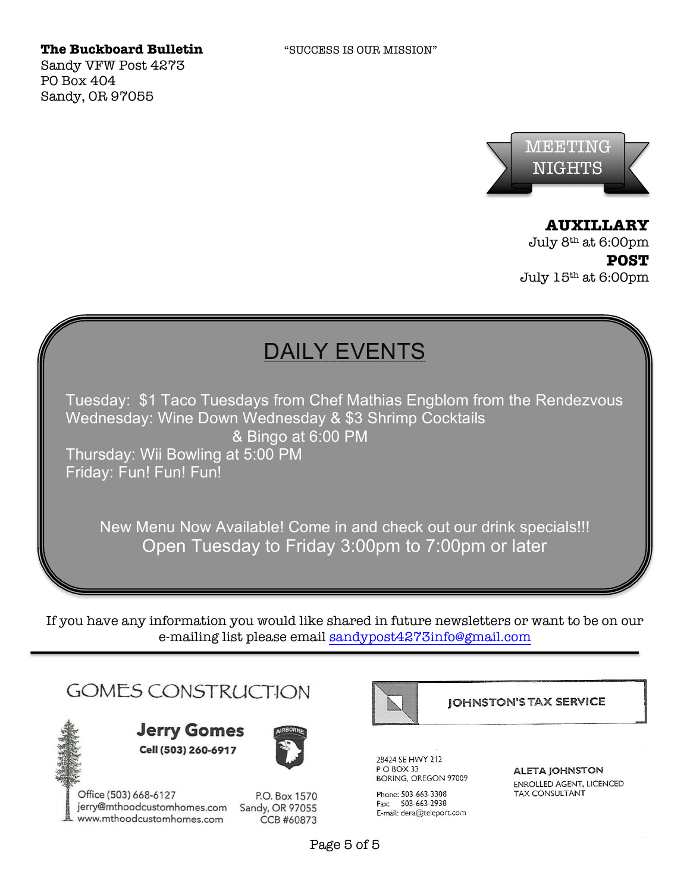**The Buckboard Bulletin**
Sandy VFW Post 4273
PO Box 404
Sandy, OR 97055

"SUCCESS IS OUR MISSION"

## MEETING NIGHTS

**AUXILLARY**
July 8th at 6:00pm

**POST**
July 15th at 6:00pm

## DAILY EVENTS

Tuesday: $1 Taco Tuesdays from Chef Mathias Engblom from the Rendezvous
Wednesday: Wine Down Wednesday & $3 Shrimp Cocktails & Bingo at 6:00 PM
Thursday: Wii Bowling at 5:00 PM
Friday: Fun! Fun! Fun!

New Menu Now Available! Come in and check out our drink specials!!!
Open Tuesday to Friday 3:00pm to 7:00pm or later

If you have any information you would like shared in future newsletters or want to be on our e-mailing list please email sandypost4273info@gmail.com

---

GOMES CONSTRUCTION

**Jerry Gomes**
**Cell (503) 260-6917**

AIRBORNE

Office (503) 668-6127
jerry@mthoodcustomhomes.com
www.mthoodcustomhomes.com

P.O. Box 1570
Sandy, OR 97055
CCB #60873

JOHNSTON'S TAX SERVICE

28424 SE HWY 212
P O BOX 33
BORING, OREGON 97009

Phone: 503-663-3308
Fax: 503-663-2938
E-mail: dera@teleport.com

ALETA JOHNSTON
ENROLLED AGENT, LICENCED TAX CONSULTANT